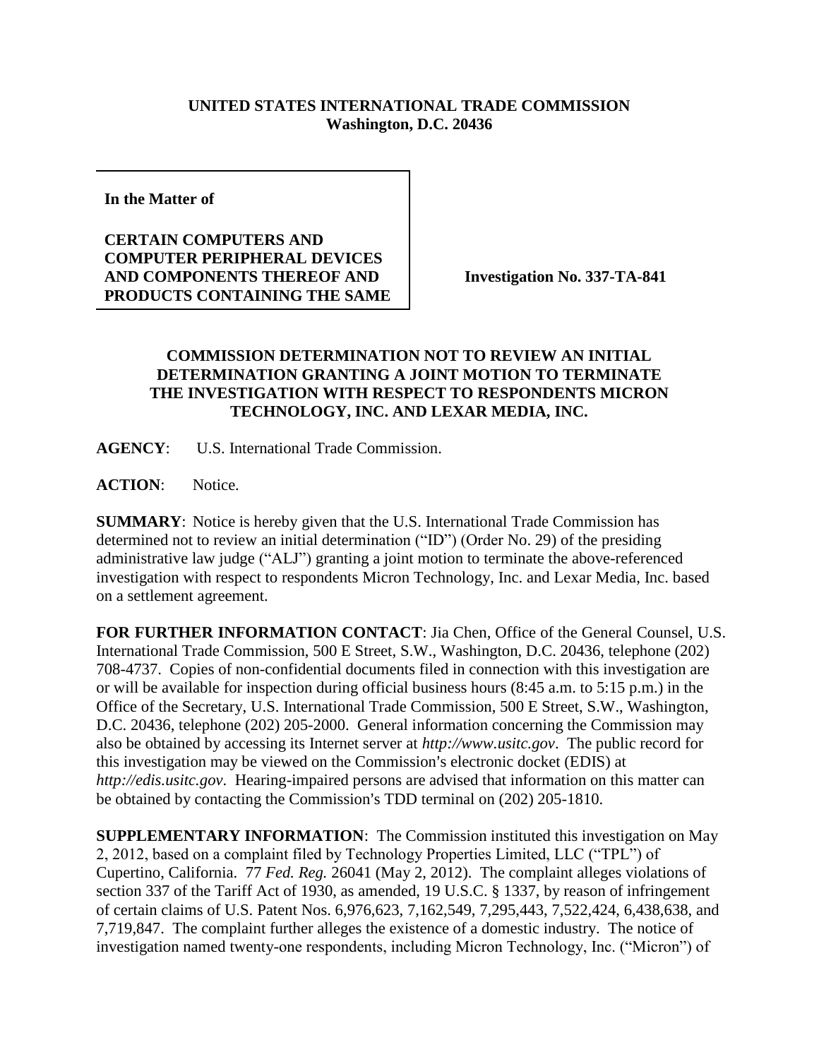**UNITED STATES INTERNATIONAL TRADE COMMISSION**
**Washington, D.C. 20436**

**In the Matter of**

**CERTAIN COMPUTERS AND COMPUTER PERIPHERAL DEVICES AND COMPONENTS THEREOF AND PRODUCTS CONTAINING THE SAME**

**Investigation No. 337-TA-841**

**COMMISSION DETERMINATION NOT TO REVIEW AN INITIAL DETERMINATION GRANTING A JOINT MOTION TO TERMINATE THE INVESTIGATION WITH RESPECT TO RESPONDENTS MICRON TECHNOLOGY, INC. AND LEXAR MEDIA, INC.**

**AGENCY**: U.S. International Trade Commission.

**ACTION**: Notice.

**SUMMARY**: Notice is hereby given that the U.S. International Trade Commission has determined not to review an initial determination ("ID") (Order No. 29) of the presiding administrative law judge ("ALJ") granting a joint motion to terminate the above-referenced investigation with respect to respondents Micron Technology, Inc. and Lexar Media, Inc. based on a settlement agreement.

**FOR FURTHER INFORMATION CONTACT**: Jia Chen, Office of the General Counsel, U.S. International Trade Commission, 500 E Street, S.W., Washington, D.C. 20436, telephone (202) 708-4737. Copies of non-confidential documents filed in connection with this investigation are or will be available for inspection during official business hours (8:45 a.m. to 5:15 p.m.) in the Office of the Secretary, U.S. International Trade Commission, 500 E Street, S.W., Washington, D.C. 20436, telephone (202) 205-2000. General information concerning the Commission may also be obtained by accessing its Internet server at *http://www.usitc.gov*. The public record for this investigation may be viewed on the Commission's electronic docket (EDIS) at *http://edis.usitc.gov*. Hearing-impaired persons are advised that information on this matter can be obtained by contacting the Commission's TDD terminal on (202) 205-1810.

**SUPPLEMENTARY INFORMATION**: The Commission instituted this investigation on May 2, 2012, based on a complaint filed by Technology Properties Limited, LLC ("TPL") of Cupertino, California. 77 *Fed. Reg.* 26041 (May 2, 2012). The complaint alleges violations of section 337 of the Tariff Act of 1930, as amended, 19 U.S.C. § 1337, by reason of infringement of certain claims of U.S. Patent Nos. 6,976,623, 7,162,549, 7,295,443, 7,522,424, 6,438,638, and 7,719,847. The complaint further alleges the existence of a domestic industry. The notice of investigation named twenty-one respondents, including Micron Technology, Inc. ("Micron") of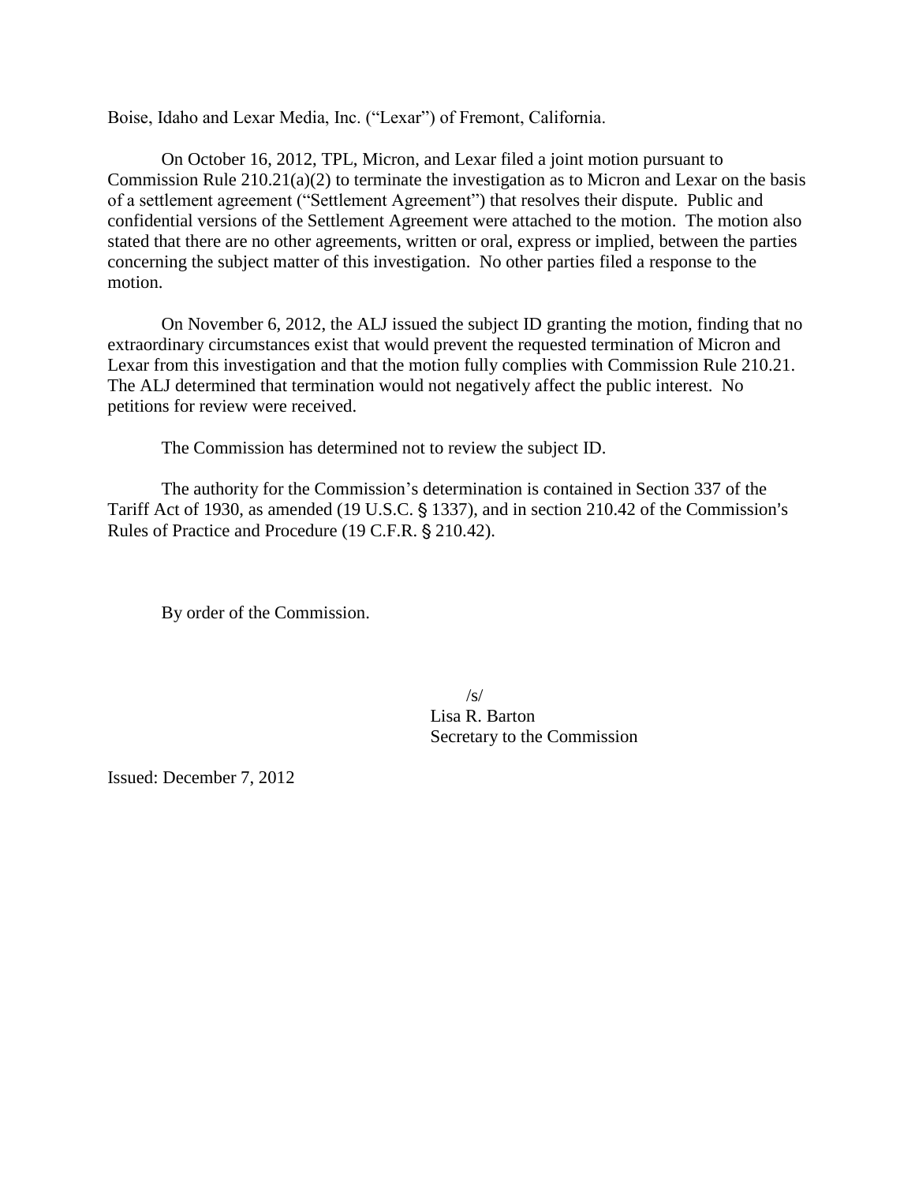Boise, Idaho and Lexar Media, Inc. ("Lexar") of Fremont, California.

On October 16, 2012, TPL, Micron, and Lexar filed a joint motion pursuant to Commission Rule 210.21(a)(2) to terminate the investigation as to Micron and Lexar on the basis of a settlement agreement ("Settlement Agreement") that resolves their dispute. Public and confidential versions of the Settlement Agreement were attached to the motion. The motion also stated that there are no other agreements, written or oral, express or implied, between the parties concerning the subject matter of this investigation. No other parties filed a response to the motion.

On November 6, 2012, the ALJ issued the subject ID granting the motion, finding that no extraordinary circumstances exist that would prevent the requested termination of Micron and Lexar from this investigation and that the motion fully complies with Commission Rule 210.21. The ALJ determined that termination would not negatively affect the public interest. No petitions for review were received.

The Commission has determined not to review the subject ID.

The authority for the Commission's determination is contained in Section 337 of the Tariff Act of 1930, as amended (19 U.S.C. § 1337), and in section 210.42 of the Commission's Rules of Practice and Procedure (19 C.F.R. § 210.42).

By order of the Commission.

/s/
Lisa R. Barton
Secretary to the Commission

Issued: December 7, 2012